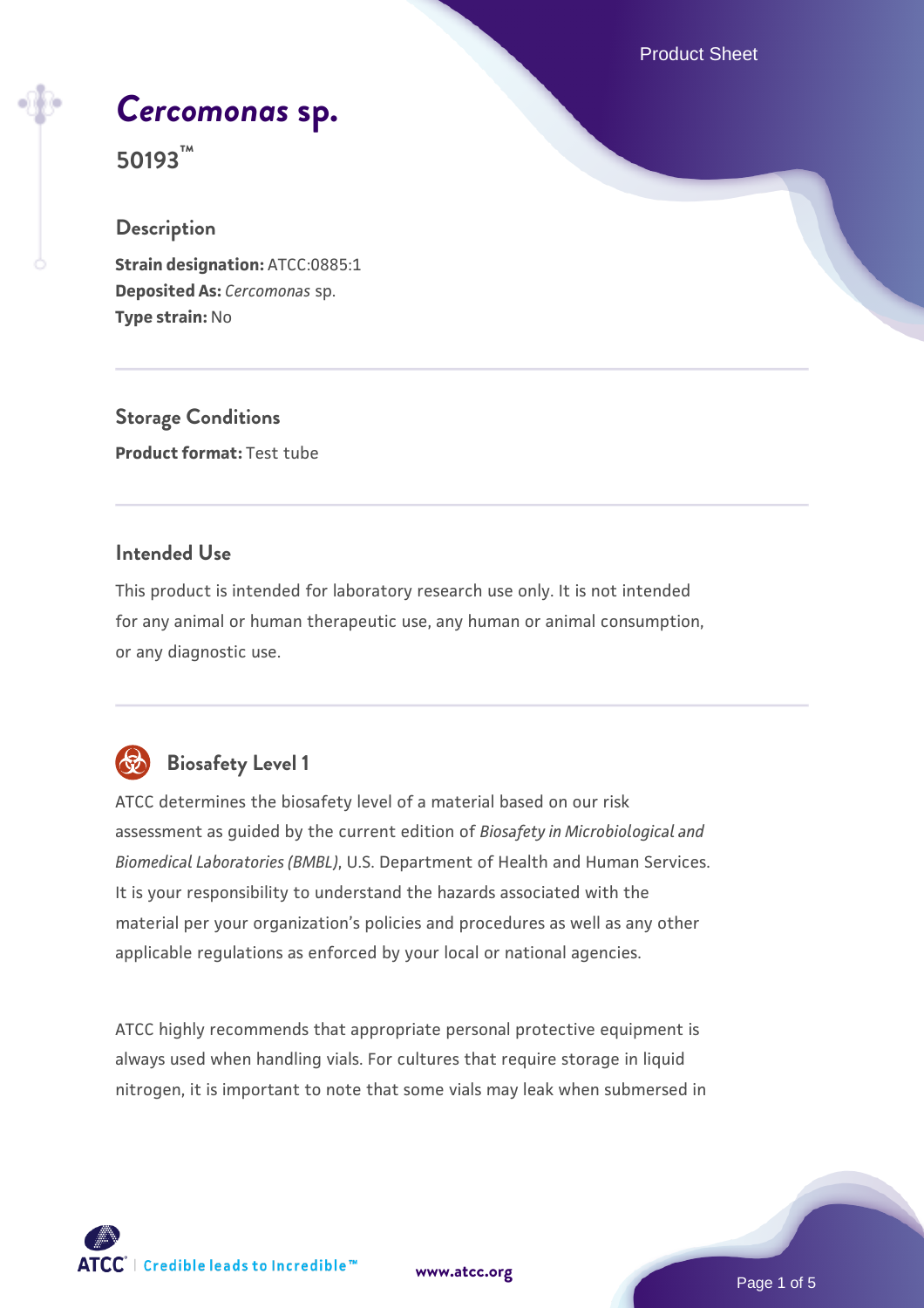# *Cercomonas* sp.

## 50193™

### Description

**Strain designation:** ATCC:0885:1
**Deposited As:** *Cercomonas* sp.
**Type strain:** No

### Storage Conditions

**Product format:** Test tube

### Intended Use

This product is intended for laboratory research use only. It is not intended for any animal or human therapeutic use, any human or animal consumption, or any diagnostic use.

### Biosafety Level 1

ATCC determines the biosafety level of a material based on our risk assessment as guided by the current edition of *Biosafety in Microbiological and Biomedical Laboratories (BMBL)*, U.S. Department of Health and Human Services. It is your responsibility to understand the hazards associated with the material per your organization's policies and procedures as well as any other applicable regulations as enforced by your local or national agencies.

ATCC highly recommends that appropriate personal protective equipment is always used when handling vials. For cultures that require storage in liquid nitrogen, it is important to note that some vials may leak when submersed in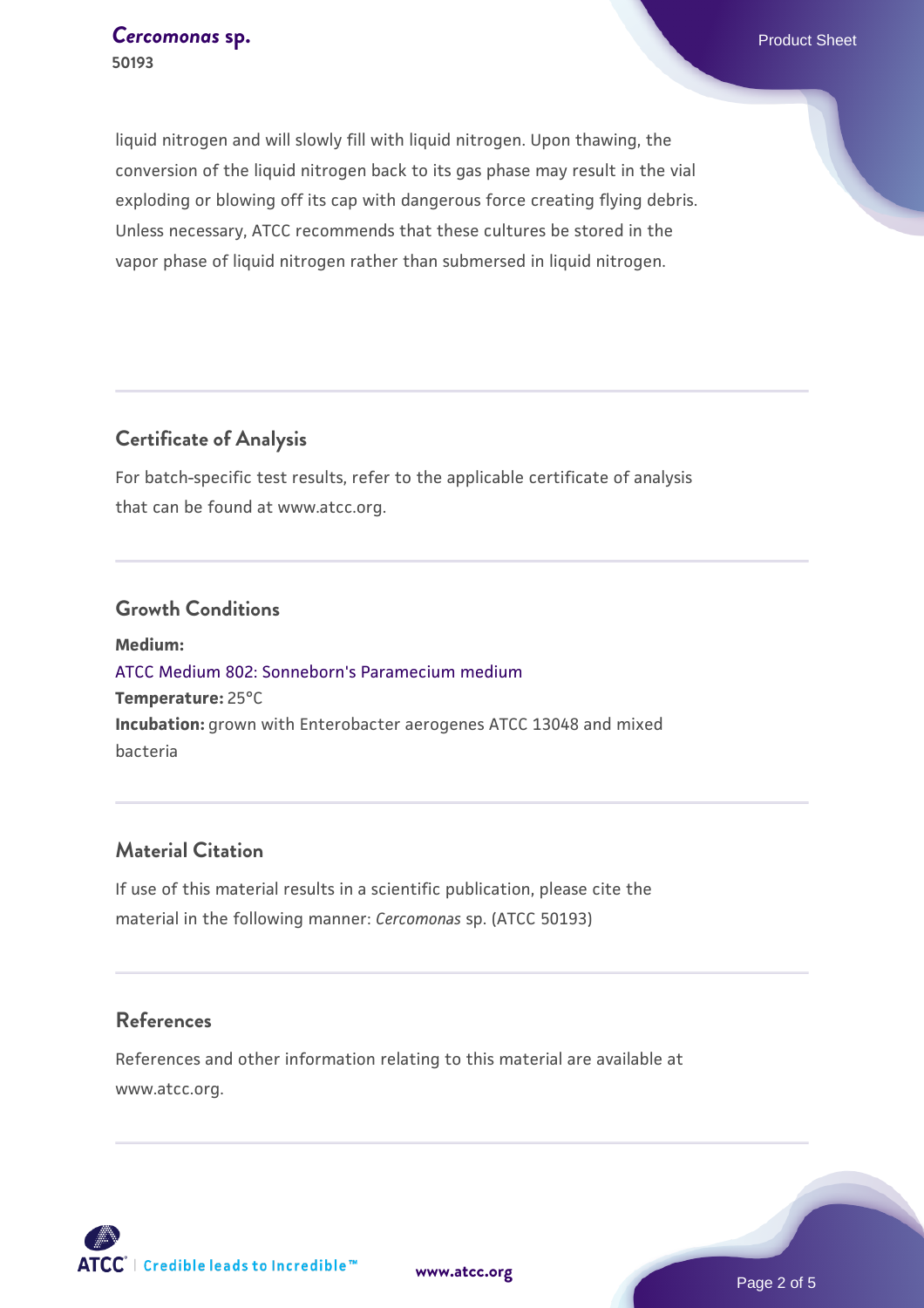liquid nitrogen and will slowly fill with liquid nitrogen. Upon thawing, the conversion of the liquid nitrogen back to its gas phase may result in the vial exploding or blowing off its cap with dangerous force creating flying debris. Unless necessary, ATCC recommends that these cultures be stored in the vapor phase of liquid nitrogen rather than submersed in liquid nitrogen.

## Certificate of Analysis

For batch-specific test results, refer to the applicable certificate of analysis that can be found at www.atcc.org.

## Growth Conditions

**Medium:**
ATCC Medium 802: Sonneborn's Paramecium medium
**Temperature:** 25°C
**Incubation:** grown with Enterobacter aerogenes ATCC 13048 and mixed bacteria

## Material Citation

If use of this material results in a scientific publication, please cite the material in the following manner: *Cercomonas* sp. (ATCC 50193)

## References

References and other information relating to this material are available at www.atcc.org.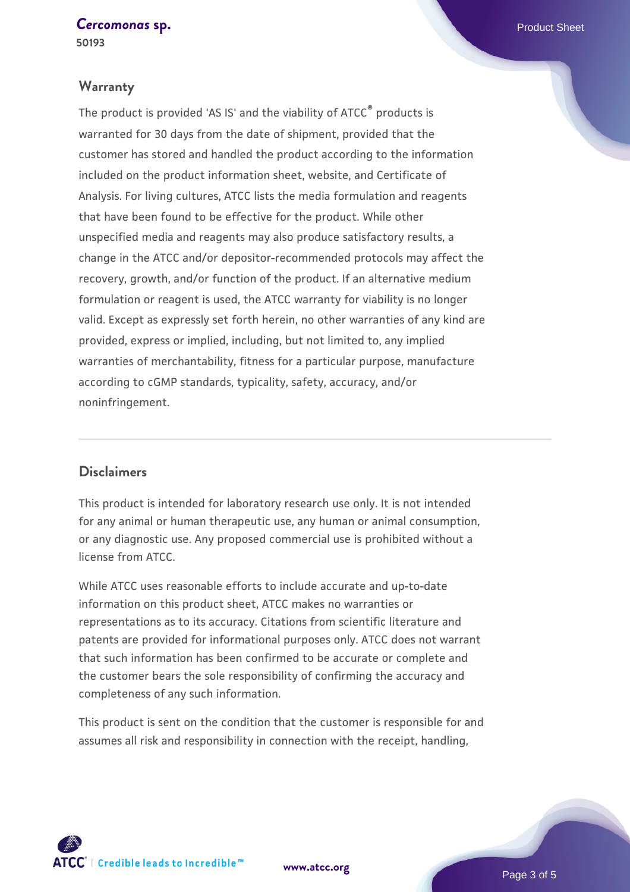## Warranty

The product is provided 'AS IS' and the viability of ATCC® products is warranted for 30 days from the date of shipment, provided that the customer has stored and handled the product according to the information included on the product information sheet, website, and Certificate of Analysis. For living cultures, ATCC lists the media formulation and reagents that have been found to be effective for the product. While other unspecified media and reagents may also produce satisfactory results, a change in the ATCC and/or depositor-recommended protocols may affect the recovery, growth, and/or function of the product. If an alternative medium formulation or reagent is used, the ATCC warranty for viability is no longer valid. Except as expressly set forth herein, no other warranties of any kind are provided, express or implied, including, but not limited to, any implied warranties of merchantability, fitness for a particular purpose, manufacture according to cGMP standards, typicality, safety, accuracy, and/or noninfringement.

## Disclaimers

This product is intended for laboratory research use only. It is not intended for any animal or human therapeutic use, any human or animal consumption, or any diagnostic use. Any proposed commercial use is prohibited without a license from ATCC.

While ATCC uses reasonable efforts to include accurate and up-to-date information on this product sheet, ATCC makes no warranties or representations as to its accuracy. Citations from scientific literature and patents are provided for informational purposes only. ATCC does not warrant that such information has been confirmed to be accurate or complete and the customer bears the sole responsibility of confirming the accuracy and completeness of any such information.

This product is sent on the condition that the customer is responsible for and assumes all risk and responsibility in connection with the receipt, handling,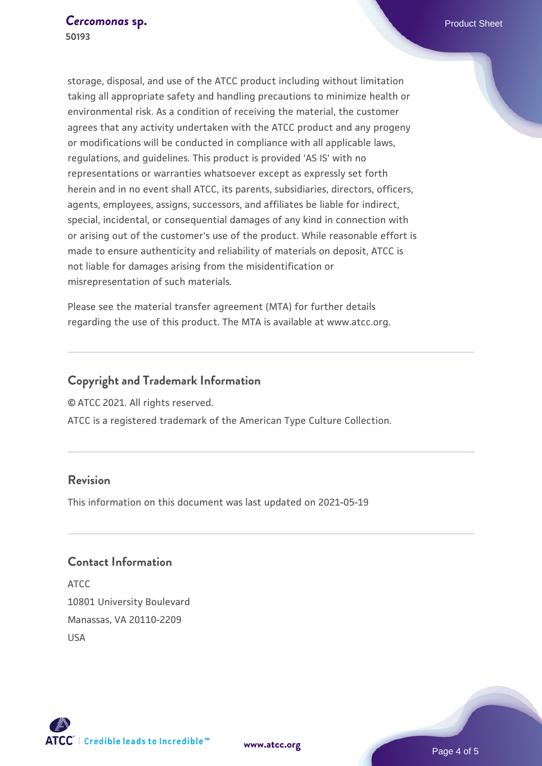storage, disposal, and use of the ATCC product including without limitation taking all appropriate safety and handling precautions to minimize health or environmental risk. As a condition of receiving the material, the customer agrees that any activity undertaken with the ATCC product and any progeny or modifications will be conducted in compliance with all applicable laws, regulations, and guidelines. This product is provided 'AS IS' with no representations or warranties whatsoever except as expressly set forth herein and in no event shall ATCC, its parents, subsidiaries, directors, officers, agents, employees, assigns, successors, and affiliates be liable for indirect, special, incidental, or consequential damages of any kind in connection with or arising out of the customer's use of the product. While reasonable effort is made to ensure authenticity and reliability of materials on deposit, ATCC is not liable for damages arising from the misidentification or misrepresentation of such materials.

Please see the material transfer agreement (MTA) for further details regarding the use of this product. The MTA is available at www.atcc.org.

## Copyright and Trademark Information

© ATCC 2021. All rights reserved.

ATCC is a registered trademark of the American Type Culture Collection.

## Revision

This information on this document was last updated on 2021-05-19

## Contact Information

ATCC
10801 University Boulevard
Manassas, VA 20110-2209
USA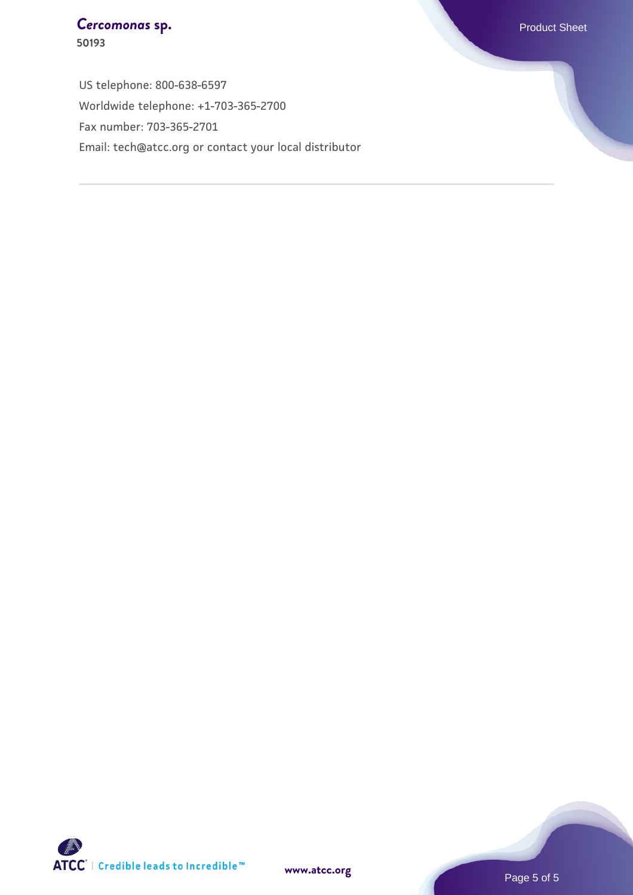US telephone: 800-638-6597

Worldwide telephone: +1-703-365-2700

Fax number: 703-365-2701

Email: tech@atcc.org or contact your local distributor